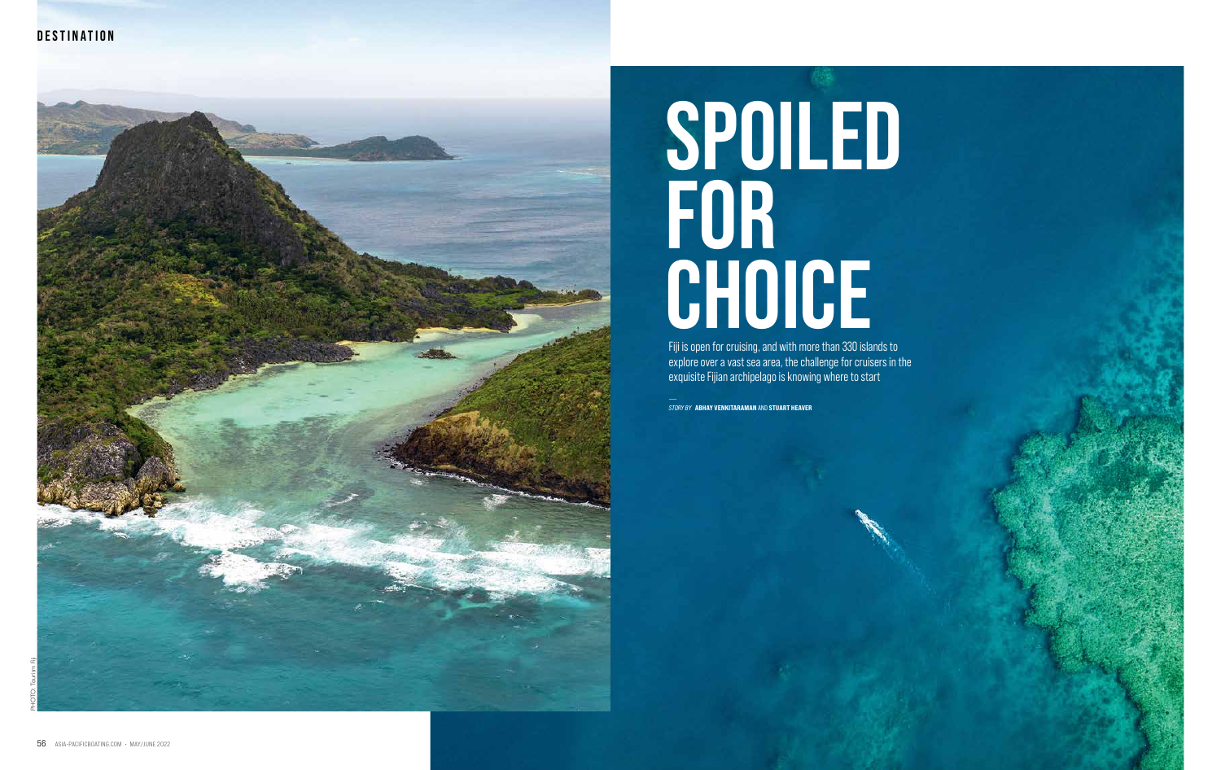# SPOILED FOR CHOICE

Fiji is open for cruising, and with more than 330 islands to explore over a vast sea area, the challenge for cruisers in the exquisite Fijian archipelago is knowing where to start

*STORY BY* **ABHAY VENKITARAMAN** AND **STUART HEAVER**

PHOTO: Tourism Fiji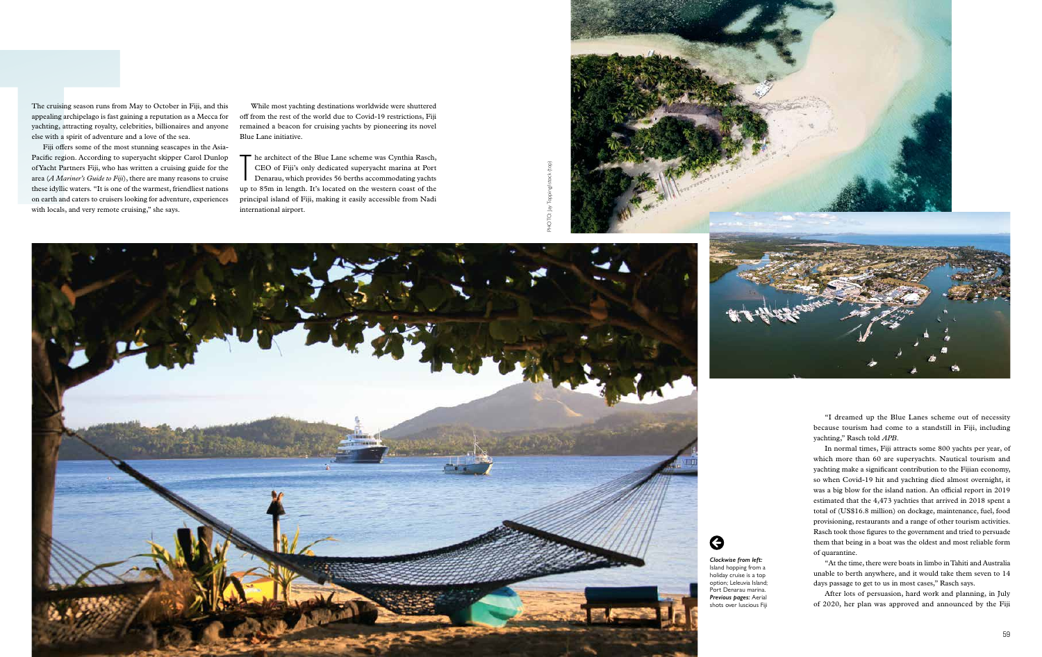The cruising season runs from May to October in Fiji, and this appealing archipelago is fast gaining a reputation as a Mecca for yachting, attracting royalty, celebrities, billionaires and anyone else with a spirit of adventure and a love of the sea.

Fiji offers some of the most stunning seascapes in the Asia-Pacific region. According to superyacht skipper Carol Dunlop of Yacht Partners Fiji, who has written a cruising guide for the area (*A Mariner's Guide to Fiji*), there are many reasons to cruise these idyllic waters. "It is one of the warmest, friendliest nations on earth and caters to cruisers looking for adventure, experiences with locals, and very remote cruising," she says.

While most yachting destinations worldwide were shuttered off from the rest of the world due to Covid-19 restrictions, Fiji remained a beacon for cruising yachts by pioneering its novel Blue Lane initiative.

The architect of the Blue Lane scheme was Cynthia Rasch, CEO of Fiji's only dedicated superyacht marina at Port Denarau, which provides 56 berths accommodating yachts up to 85m in length. It's located on the western coast of the principal island of Fiji, making it easily accessible from Nadi international airport.

PHOTO: Jay Topping/istock (top)

"I dreamed up the Blue Lanes scheme out of necessity because tourism had come to a standstill in Fiji, including yachting," Rasch told *APB*.

In normal times, Fiji attracts some 800 yachts per year, of which more than 60 are superyachts. Nautical tourism and yachting make a significant contribution to the Fijian economy, so when Covid-19 hit and yachting died almost overnight, it was a big blow for the island nation. An official report in 2019 estimated that the 4,473 yachties that arrived in 2018 spent a total of (US$16.8 million) on dockage, maintenance, fuel, food provisioning, restaurants and a range of other tourism activities. Rasch took those figures to the government and tried to persuade them that being in a boat was the oldest and most reliable form of quarantine.

"At the time, there were boats in limbo in Tahiti and Australia unable to berth anywhere, and it would take them seven to 14 days passage to get to us in most cases," Rasch says.

After lots of persuasion, hard work and planning, in July of 2020, her plan was approved and announced by the Fiji

***Clockwise from left:*** Island hopping from a holiday cruise is a top option; Leleuvia Island; Port Denarau marina. ***Previous pages:*** Aerial shots over luscious Fiji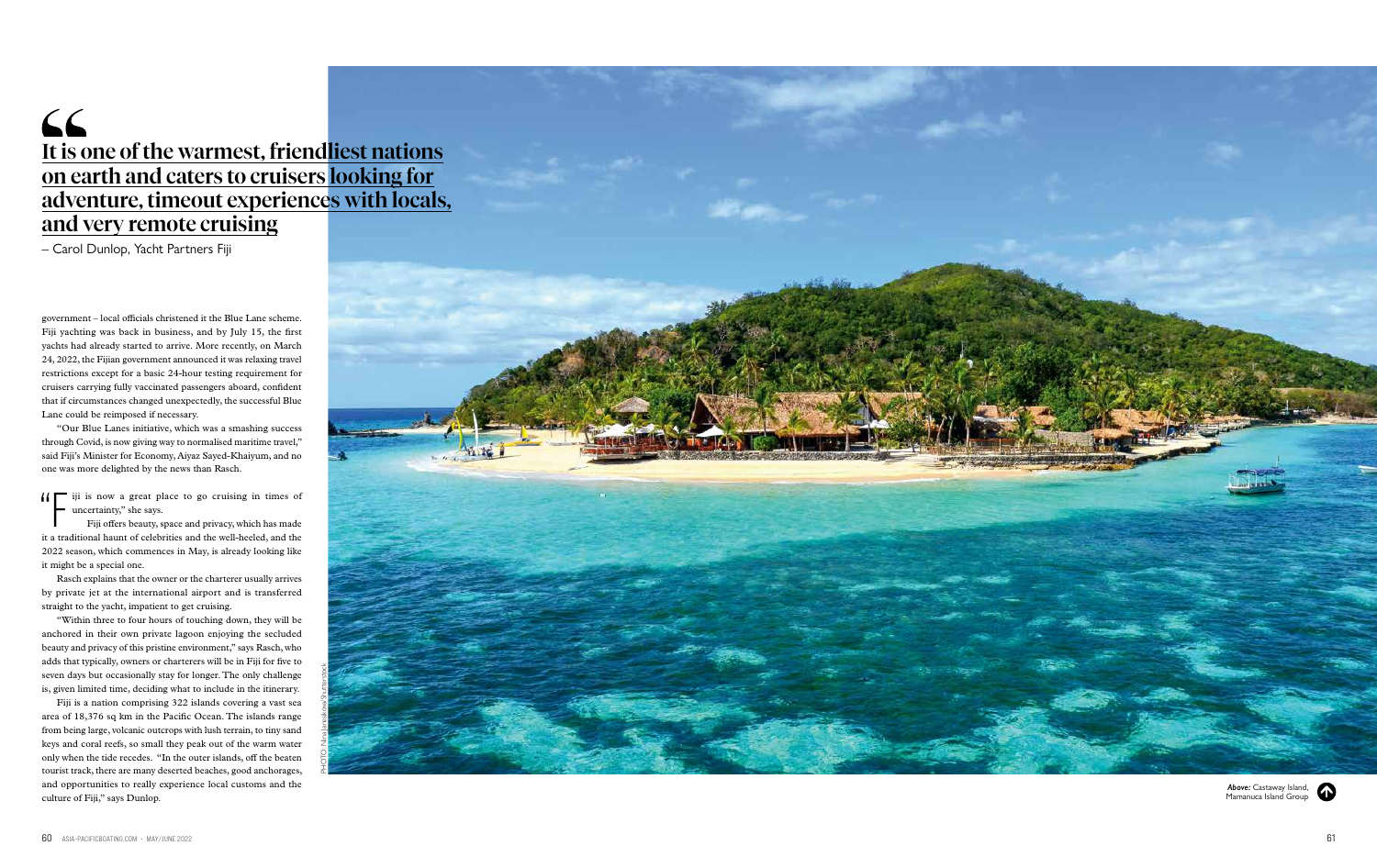> “It is one of the warmest, friendliest nations on earth and caters to cruisers looking for adventure, timeout experiences with locals, and very remote cruising
>
> – Carol Dunlop, Yacht Partners Fiji

government – local officials christened it the Blue Lane scheme. Fiji yachting was back in business, and by July 15, the first yachts had already started to arrive. More recently, on March 24, 2022, the Fijian government announced it was relaxing travel restrictions except for a basic 24-hour testing requirement for cruisers carrying fully vaccinated passengers aboard, confident that if circumstances changed unexpectedly, the successful Blue Lane could be reimposed if necessary.

"Our Blue Lanes initiative, which was a smashing success through Covid, is now giving way to normalised maritime travel," said Fiji's Minister for Economy, Aiyaz Sayed-Khaiyum, and no one was more delighted by the news than Rasch.

"Fiji is now a great place to go cruising in times of uncertainty," she says.

Fiji offers beauty, space and privacy, which has made it a traditional haunt of celebrities and the well-heeled, and the 2022 season, which commences in May, is already looking like it might be a special one.

Rasch explains that the owner or the charterer usually arrives by private jet at the international airport and is transferred straight to the yacht, impatient to get cruising.

"Within three to four hours of touching down, they will be anchored in their own private lagoon enjoying the secluded beauty and privacy of this pristine environment," says Rasch, who adds that typically, owners or charterers will be in Fiji for five to seven days but occasionally stay for longer. The only challenge is, given limited time, deciding what to include in the itinerary.

Fiji is a nation comprising 322 islands covering a vast sea area of 18,376 sq km in the Pacific Ocean. The islands range from being large, volcanic outcrops with lush terrain, to tiny sand keys and coral reefs, so small they peak out of the warm water only when the tide recedes. "In the outer islands, off the beaten tourist track, there are many deserted beaches, good anchorages, and opportunities to really experience local customs and the culture of Fiji," says Dunlop.

PHOTO: Nina Janeskova/Shutterstock

***Above:*** Castaway Island, Mamanuca Island Group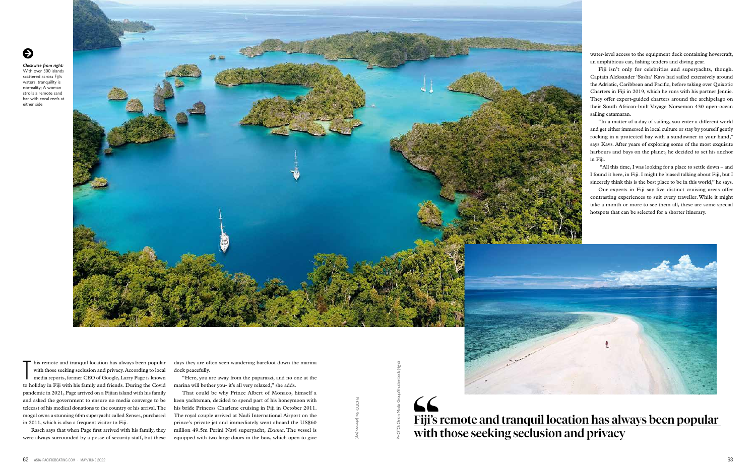*Clockwise from right:* With over 300 islands scattered across Fiji's waters, tranquillty is normality; A woman strolls a remote sand bar with coral reefs at either side

This remote and tranquil location has always been popular with those seeking seclusion and privacy. According to local media reports, former CEO of Google, Larry Page is known to holiday in Fiji with his family and friends. During the Covid pandemic in 2021, Page arrived on a Fijian island with his family and asked the government to ensure no media converge to be telecast of his medical donations to the country or his arrival. The mogul owns a stunning 60m superyacht called Senses, purchased in 2011, which is also a frequent visitor to Fiji.

Rasch says that when Page first arrived with his family, they were always surrounded by a posse of security staff, but these days they are often seen wandering barefoot down the marina dock peacefully.

"Here, you are away from the paparazzi, and no one at the marina will bother you- it's all very relaxed," she adds.

That could be why Prince Albert of Monaco, himself a keen yachtsman, decided to spend part of his honeymoon with his bride Princess Charlene cruising in Fiji in October 2011. The royal couple arrived at Nadi International Airport on the prince's private jet and immediately went aboard the US$60 million 49.5m Perini Navi superyacht, *Exuma*. The vessel is equipped with two large doors in the bow, which open to give water-level access to the equipment deck containing hovercraft, an amphibious car, fishing tenders and diving gear.

Fiji isn't only for celebrities and superyachts, though. Captain Aleksander 'Sasha' Kavs had sailed extensively around the Adriatic, Caribbean and Pacific, before taking over Quixotic Charters in Fiji in 2019, which he runs with his partner Jennie. They offer expert-guided charters around the archipelago on their South African-built Voyage Norseman 430 open-ocean sailing catamaran.

"In a matter of a day of sailing, you enter a different world and get either immersed in local culture or stay by yourself gently rocking in a protected bay with a sundowner in your hand," says Kavs. After years of exploring some of the most exquisite harbours and bays on the planet, he decided to set his anchor in Fiji.

"All this time, I was looking for a place to settle down – and I found it here, in Fiji. I might be biased talking about Fiji, but I sincerely think this is the best place to be in this world," he says.

Our experts in Fiji say five distinct cruising areas offer contrasting experiences to suit every traveller. While it might take a month or more to see them all, these are some special hotspots that can be selected for a shorter itinerary.

> **Fiji's remote and tranquil location has always been popular with those seeking seclusion and privacy**

PHOTO: Stu Johnson (top)

PHOTO: Orion Media Group/Shutterstock (right)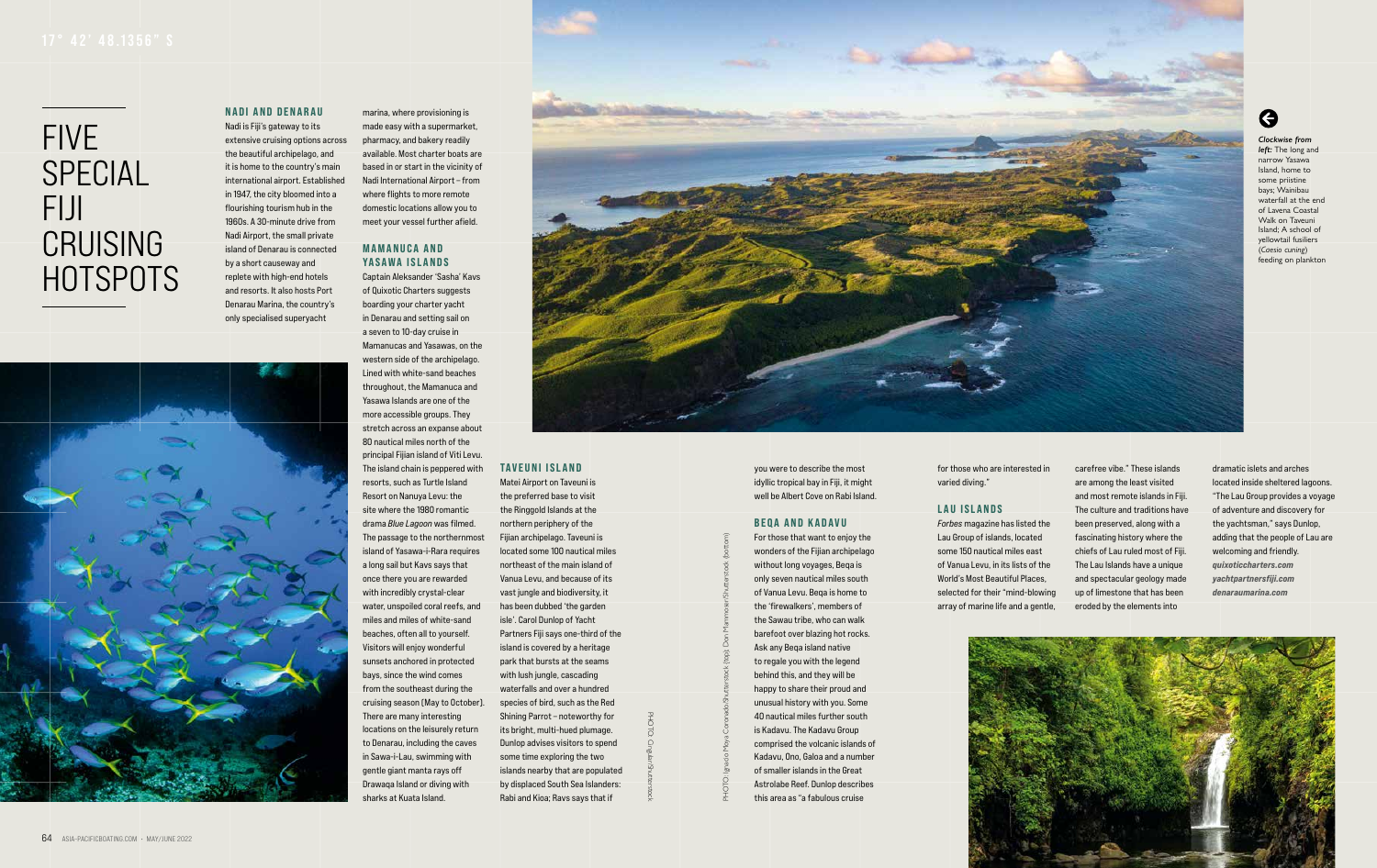17° 42' 48.1356" S

# FIVE SPECIAL FIJI CRUISING HOTSPOTS

## NADI AND DENARAU

Nadi is Fiji's gateway to its extensive cruising options across the beautiful archipelago, and it is home to the country's main international airport. Established in 1947, the city bloomed into a flourishing tourism hub in the 1960s. A 30-minute drive from Nadi Airport, the small private island of Denarau is connected by a short causeway and replete with high-end hotels and resorts. It also hosts Port Denarau Marina, the country's only specialised superyacht marina, where provisioning is made easy with a supermarket, pharmacy, and bakery readily available. Most charter boats are based in or start in the vicinity of Nadi International Airport – from where flights to more remote domestic locations allow you to meet your vessel further afield.

## MAMANUCA AND YASAWA ISLANDS

Captain Aleksander 'Sasha' Kavs of Quixotic Charters suggests boarding your charter yacht in Denarau and setting sail on a seven to 10-day cruise in Mamanucas and Yasawas, on the western side of the archipelago. Lined with white-sand beaches throughout, the Mamanuca and Yasawa Islands are one of the more accessible groups. They stretch across an expanse about 80 nautical miles north of the principal Fijian island of Viti Levu. The island chain is peppered with resorts, such as Turtle Island Resort on Nanuya Levu: the site where the 1980 romantic drama *Blue Lagoon* was filmed. The passage to the northernmost island of Yasawa-i-Rara requires a long sail but Kavs says that once there you are rewarded with incredibly crystal-clear water, unspoiled coral reefs, and miles and miles of white-sand beaches, often all to yourself. Visitors will enjoy wonderful sunsets anchored in protected bays, since the wind comes from the southeast during the cruising season (May to October). There are many interesting locations on the leisurely return to Denarau, including the caves in Sawa-i-Lau, swimming with gentle giant manta rays off Drawaqa Island or diving with sharks at Kuata Island.

## TAVEUNI ISLAND

Matei Airport on Taveuni is the preferred base to visit the Ringgold Islands at the northern periphery of the Fijian archipelago. Taveuni is located some 100 nautical miles northeast of the main island of Vanua Levu, and because of its vast jungle and biodiversity, it has been dubbed 'the garden isle'. Carol Dunlop of Yacht Partners Fiji says one-third of the island is covered by a heritage park that bursts at the seams with lush jungle, cascading waterfalls and over a hundred species of bird, such as the Red Shining Parrot – noteworthy for its bright, multi-hued plumage. Dunlop advises visitors to spend some time exploring the two islands nearby that are populated by displaced South Sea Islanders: Rabi and Kioa; Ravs says that if you were to describe the most idyllic tropical bay in Fiji, it might well be Albert Cove on Rabi Island.

## BEQA AND KADAVU

For those that want to enjoy the wonders of the Fijian archipelago without long voyages, Beqa is only seven nautical miles south of Vanua Levu. Beqa is home to the Sawau tribe, who can walk barefoot over blazing hot rocks. Ask any Beqa island native to regale you with the legend behind this, and they will be happy to share their proud and unusual history with you. Some 40 nautical miles further south is Kadavu. The Kadavu Group comprised the volcanic islands of Kadavu, Ono, Galoa and a number of smaller islands in the Great Astrolabe Reef. Dunlop describes this area as "a fabulous cruise for those who are interested in varied diving."

## LAU ISLANDS

*Forbes* magazine has listed the Lau Group of islands, located some 150 nautical miles east of Vanua Levu, in its lists of the World's Most Beautiful Places, selected for their "mind-blowing array of marine life and a gentle, carefree vibe." These islands are among the least visited and most remote islands in Fiji. The culture and traditions have been preserved, along with a fascinating history where the chiefs of Lau ruled most of Fiji. The Lau Islands have a unique and spectacular geology made up of limestone that has been eroded by the elements into dramatic islets and arches located inside sheltered lagoons. "The Lau Group provides a voyage of adventure and discovery for the yachtsman," says Dunlop, adding that the people of Lau are welcoming and friendly.

***quixoticcharters.com***
***yachtpartnersfiji.com***
***denaraumarina.com***

***Clockwise from left:*** The long and narrow Yasawa Island, home to some pristine bays; Wainibau waterfall at the end of Lavena Coastal Walk on Taveuni Island; A school of yellowtail fusiliers (*Caesio cuning*) feeding on plankton

PHOTO: Ignacio Moya Coronado/Shutterstock (top); Don Mammoser/Shutterstock (bottom)

PHOTO: Cingular/Shutterstock